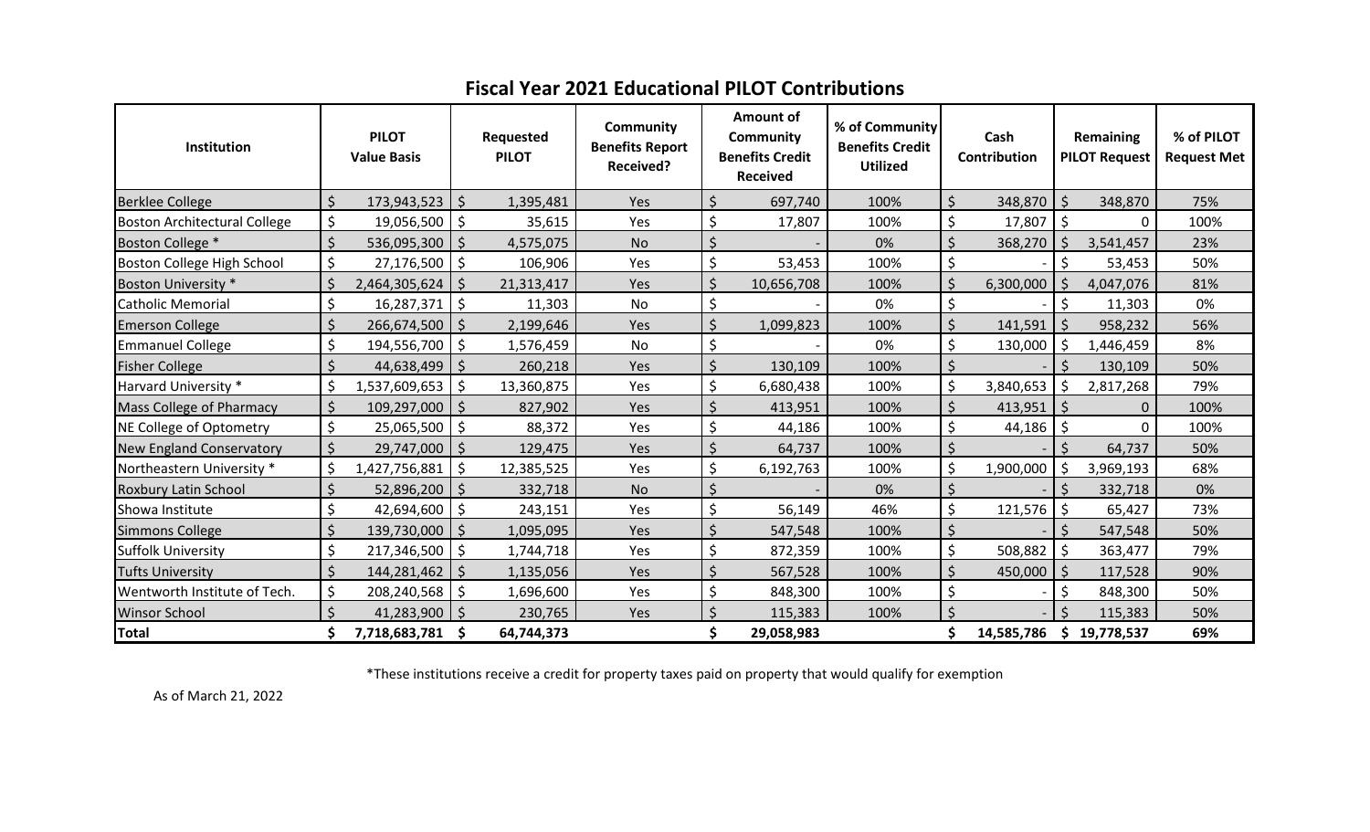## Fiscal Year 2021 Educational PILOT Contributions

| Institution | PILOT Value Basis | Requested PILOT | Community Benefits Report Received? | Amount of Community Benefits Credit Received | % of Community Benefits Credit Utilized | Cash Contribution | Remaining PILOT Request | % of PILOT Request Met |
|---|---|---|---|---|---|---|---|---|
| Berklee College | $ 173,943,523 | $ 1,395,481 | Yes | $ 697,740 | 100% | $ 348,870 | $ 348,870 | 75% |
| Boston Architectural College | $ 19,056,500 | $ 35,615 | Yes | $ 17,807 | 100% | $ 17,807 | $ 0 | 100% |
| Boston College * | $ 536,095,300 | $ 4,575,075 | No | $ - | 0% | $ 368,270 | $ 3,541,457 | 23% |
| Boston College High School | $ 27,176,500 | $ 106,906 | Yes | $ 53,453 | 100% | $ - | $ 53,453 | 50% |
| Boston University * | $ 2,464,305,624 | $ 21,313,417 | Yes | $ 10,656,708 | 100% | $ 6,300,000 | $ 4,047,076 | 81% |
| Catholic Memorial | $ 16,287,371 | $ 11,303 | No | $ - | 0% | $ - | $ 11,303 | 0% |
| Emerson College | $ 266,674,500 | $ 2,199,646 | Yes | $ 1,099,823 | 100% | $ 141,591 | $ 958,232 | 56% |
| Emmanuel College | $ 194,556,700 | $ 1,576,459 | No | $ - | 0% | $ 130,000 | $ 1,446,459 | 8% |
| Fisher College | $ 44,638,499 | $ 260,218 | Yes | $ 130,109 | 100% | $ - | $ 130,109 | 50% |
| Harvard University * | $ 1,537,609,653 | $ 13,360,875 | Yes | $ 6,680,438 | 100% | $ 3,840,653 | $ 2,817,268 | 79% |
| Mass College of Pharmacy | $ 109,297,000 | $ 827,902 | Yes | $ 413,951 | 100% | $ 413,951 | $ 0 | 100% |
| NE College of Optometry | $ 25,065,500 | $ 88,372 | Yes | $ 44,186 | 100% | $ 44,186 | $ 0 | 100% |
| New England Conservatory | $ 29,747,000 | $ 129,475 | Yes | $ 64,737 | 100% | $ - | $ 64,737 | 50% |
| Northeastern University * | $ 1,427,756,881 | $ 12,385,525 | Yes | $ 6,192,763 | 100% | $ 1,900,000 | $ 3,969,193 | 68% |
| Roxbury Latin School | $ 52,896,200 | $ 332,718 | No | $ - | 0% | $ - | $ 332,718 | 0% |
| Showa Institute | $ 42,694,600 | $ 243,151 | Yes | $ 56,149 | 46% | $ 121,576 | $ 65,427 | 73% |
| Simmons College | $ 139,730,000 | $ 1,095,095 | Yes | $ 547,548 | 100% | $ - | $ 547,548 | 50% |
| Suffolk University | $ 217,346,500 | $ 1,744,718 | Yes | $ 872,359 | 100% | $ 508,882 | $ 363,477 | 79% |
| Tufts University | $ 144,281,462 | $ 1,135,056 | Yes | $ 567,528 | 100% | $ 450,000 | $ 117,528 | 90% |
| Wentworth Institute of Tech. | $ 208,240,568 | $ 1,696,600 | Yes | $ 848,300 | 100% | $ - | $ 848,300 | 50% |
| Winsor School | $ 41,283,900 | $ 230,765 | Yes | $ 115,383 | 100% | $ - | $ 115,383 | 50% |
| **Total** | **$ 7,718,683,781** | **$ 64,744,373** | | **$ 29,058,983** | | **$ 14,585,786** | **$ 19,778,537** | **69%** |

*These institutions receive a credit for property taxes paid on property that would qualify for exemption

As of March 21, 2022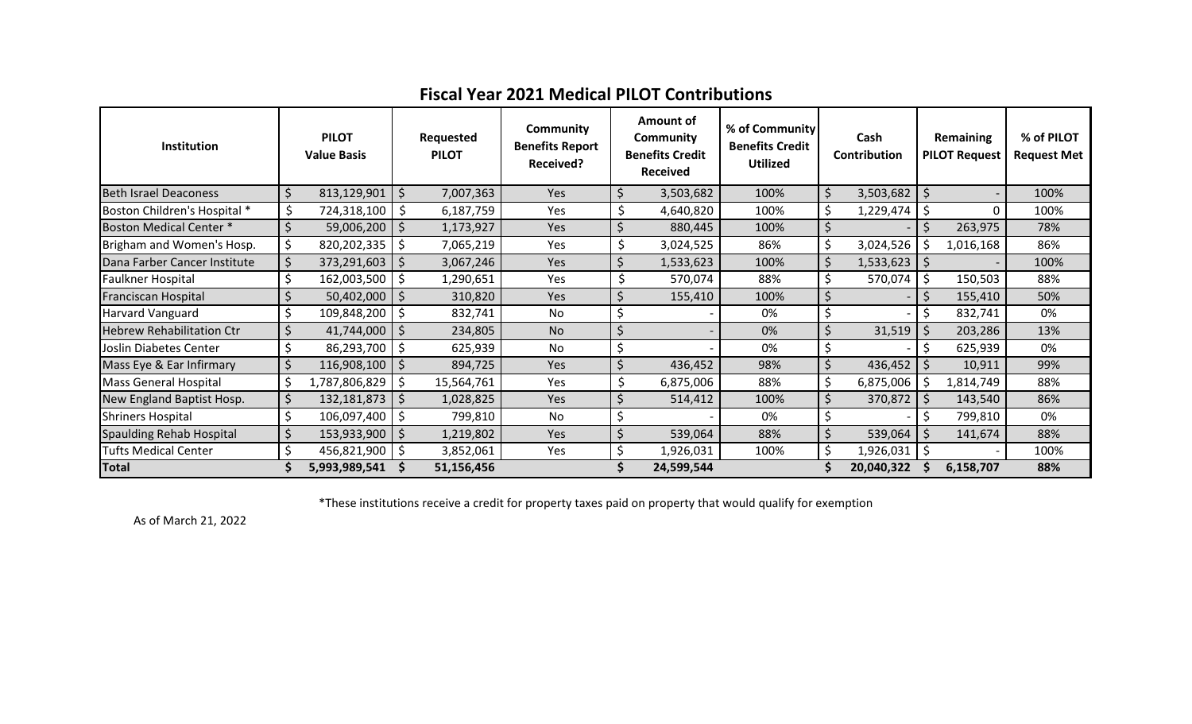## Fiscal Year 2021 Medical PILOT Contributions

| Institution | PILOT Value Basis | Requested PILOT | Community Benefits Report Received? | Amount of Community Benefits Credit Received | % of Community Benefits Credit Utilized | Cash Contribution | Remaining PILOT Request | % of PILOT Request Met |
|---|---|---|---|---|---|---|---|---|
| Beth Israel Deaconess | $ 813,129,901 | $ 7,007,363 | Yes | $ 3,503,682 | 100% | $ 3,503,682 | $ - | 100% |
| Boston Children's Hospital * | $ 724,318,100 | $ 6,187,759 | Yes | $ 4,640,820 | 100% | $ 1,229,474 | $ 0 | 100% |
| Boston Medical Center * | $ 59,006,200 | $ 1,173,927 | Yes | $ 880,445 | 100% | $ - | $ 263,975 | 78% |
| Brigham and Women's Hosp. | $ 820,202,335 | $ 7,065,219 | Yes | $ 3,024,525 | 86% | $ 3,024,526 | $ 1,016,168 | 86% |
| Dana Farber Cancer Institute | $ 373,291,603 | $ 3,067,246 | Yes | $ 1,533,623 | 100% | $ 1,533,623 | $ - | 100% |
| Faulkner Hospital | $ 162,003,500 | $ 1,290,651 | Yes | $ 570,074 | 88% | $ 570,074 | $ 150,503 | 88% |
| Franciscan Hospital | $ 50,402,000 | $ 310,820 | Yes | $ 155,410 | 100% | $ - | $ 155,410 | 50% |
| Harvard Vanguard | $ 109,848,200 | $ 832,741 | No | $ - | 0% | $ - | $ 832,741 | 0% |
| Hebrew Rehabilitation Ctr | $ 41,744,000 | $ 234,805 | No | $ - | 0% | $ 31,519 | $ 203,286 | 13% |
| Joslin Diabetes Center | $ 86,293,700 | $ 625,939 | No | $ - | 0% | $ - | $ 625,939 | 0% |
| Mass Eye & Ear Infirmary | $ 116,908,100 | $ 894,725 | Yes | $ 436,452 | 98% | $ 436,452 | $ 10,911 | 99% |
| Mass General Hospital | $ 1,787,806,829 | $ 15,564,761 | Yes | $ 6,875,006 | 88% | $ 6,875,006 | $ 1,814,749 | 88% |
| New England Baptist Hosp. | $ 132,181,873 | $ 1,028,825 | Yes | $ 514,412 | 100% | $ 370,872 | $ 143,540 | 86% |
| Shriners Hospital | $ 106,097,400 | $ 799,810 | No | $ - | 0% | $ - | $ 799,810 | 0% |
| Spaulding Rehab Hospital | $ 153,933,900 | $ 1,219,802 | Yes | $ 539,064 | 88% | $ 539,064 | $ 141,674 | 88% |
| Tufts Medical Center | $ 456,821,900 | $ 3,852,061 | Yes | $ 1,926,031 | 100% | $ 1,926,031 | $ - | 100% |
| **Total** | **$ 5,993,989,541** | **$ 51,156,456** | | **$ 24,599,544** | | **$ 20,040,322** | **$ 6,158,707** | **88%** |

*These institutions receive a credit for property taxes paid on property that would qualify for exemption

As of March 21, 2022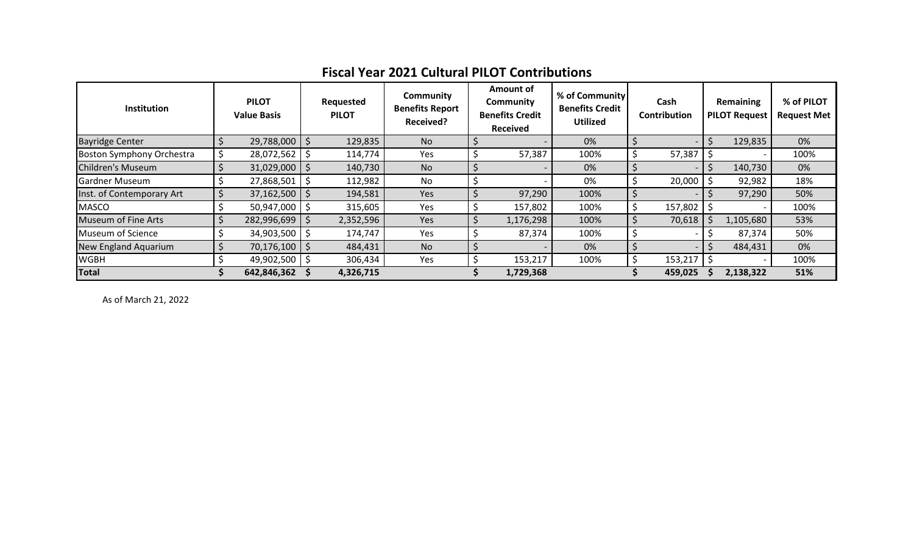## Fiscal Year 2021 Cultural PILOT Contributions

| Institution | PILOT Value Basis | Requested PILOT | Community Benefits Report Received? | Amount of Community Benefits Credit Received | % of Community Benefits Credit Utilized | Cash Contribution | Remaining PILOT Request | % of PILOT Request Met |
|---|---|---|---|---|---|---|---|---|
| Bayridge Center | $ 29,788,000 | $ 129,835 | No | $ - | 0% | $ - | $ 129,835 | 0% |
| Boston Symphony Orchestra | $ 28,072,562 | $ 114,774 | Yes | $ 57,387 | 100% | $ 57,387 | $ - | 100% |
| Children's Museum | $ 31,029,000 | $ 140,730 | No | $ - | 0% | $ - | $ 140,730 | 0% |
| Gardner Museum | $ 27,868,501 | $ 112,982 | No | $ - | 0% | $ 20,000 | $ 92,982 | 18% |
| Inst. of Contemporary Art | $ 37,162,500 | $ 194,581 | Yes | $ 97,290 | 100% | $ - | $ 97,290 | 50% |
| MASCO | $ 50,947,000 | $ 315,605 | Yes | $ 157,802 | 100% | $ 157,802 | $ - | 100% |
| Museum of Fine Arts | $ 282,996,699 | $ 2,352,596 | Yes | $ 1,176,298 | 100% | $ 70,618 | $ 1,105,680 | 53% |
| Museum of Science | $ 34,903,500 | $ 174,747 | Yes | $ 87,374 | 100% | $ - | $ 87,374 | 50% |
| New England Aquarium | $ 70,176,100 | $ 484,431 | No | $ - | 0% | $ - | $ 484,431 | 0% |
| WGBH | $ 49,902,500 | $ 306,434 | Yes | $ 153,217 | 100% | $ 153,217 | $ - | 100% |
| **Total** | **$ 642,846,362** | **$ 4,326,715** | | **$ 1,729,368** | | **$ 459,025** | **$ 2,138,322** | **51%** |

As of March 21, 2022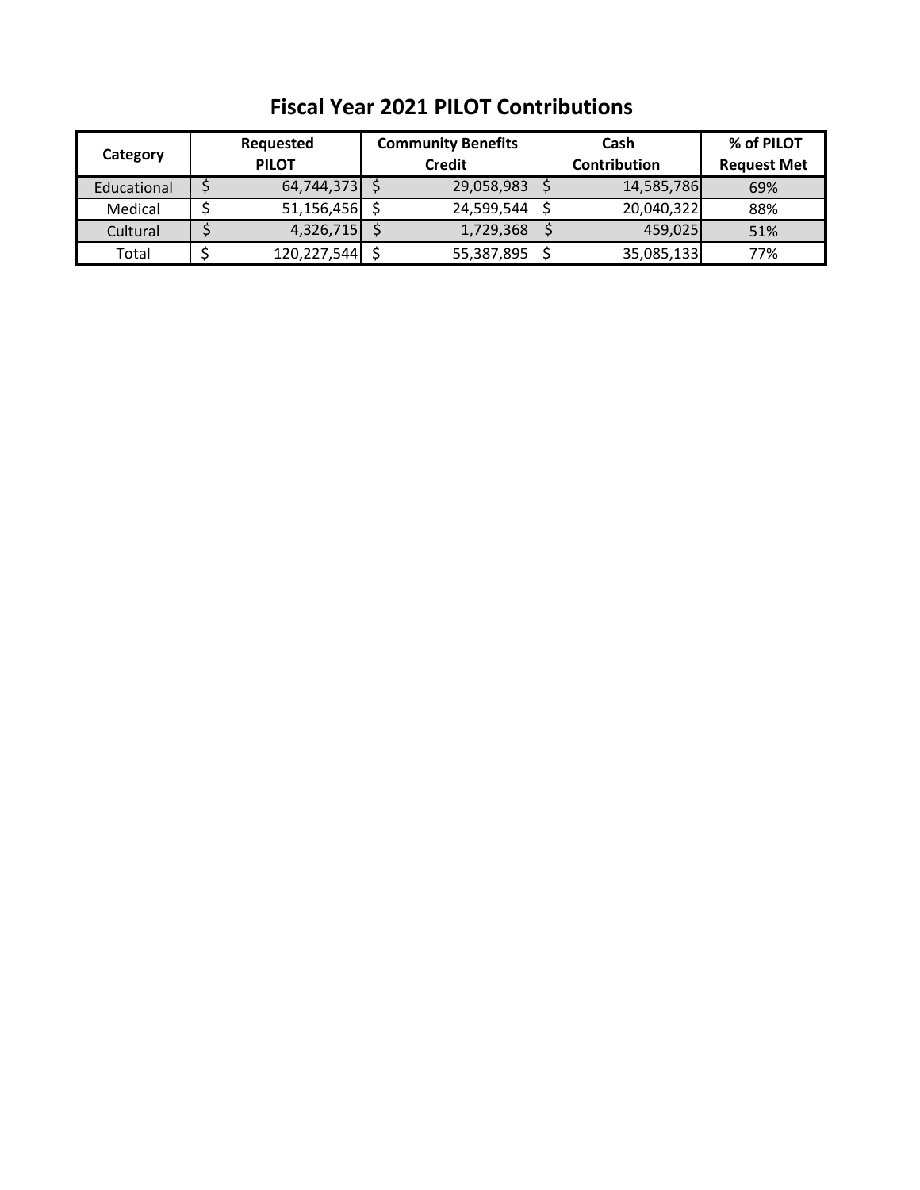# Fiscal Year 2021 PILOT Contributions

| Category | Requested PILOT | Community Benefits Credit | Cash Contribution | % of PILOT Request Met |
|---|---|---|---|---|
| Educational | $ 64,744,373 | $ 29,058,983 | $ 14,585,786 | 69% |
| Medical | $ 51,156,456 | $ 24,599,544 | $ 20,040,322 | 88% |
| Cultural | $ 4,326,715 | $ 1,729,368 | $ 459,025 | 51% |
| Total | $ 120,227,544 | $ 55,387,895 | $ 35,085,133 | 77% |